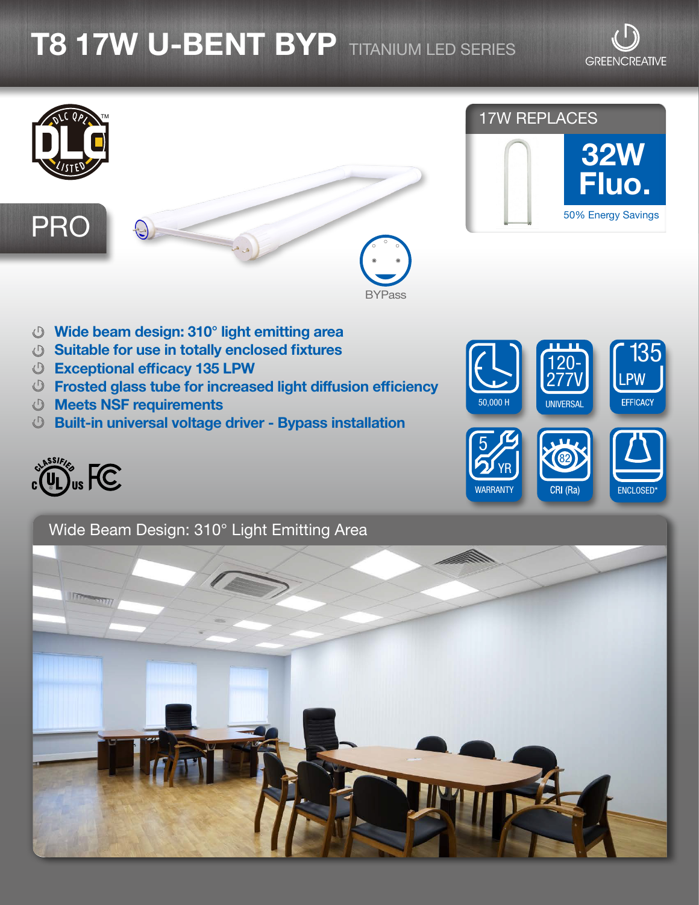# T8 17W U-BENT BYP TITANIUM LED SERIES

GREENCREATIVE

DLC QPL LISTED

PRO

BYPass

## 17W REPLACES

**32W Fluo.**

50% Energy Savings

- **Wide beam design: 310° light emitting area**
- **Suitable for use in totally enclosed fixtures**
- **Exceptional efficacy 135 LPW**
- **Frosted glass tube for increased light diffusion efficiency**
- **Meets NSF requirements**
- **Built-in universal voltage driver - Bypass installation**

c UL us CLASSIFIED FC

50,000 H

120-277V UNIVERSAL

135 LPW EFFICACY

5 YR WARRANTY

82 CRI (Ra)

ENCLOSED*

## Wide Beam Design: 310° Light Emitting Area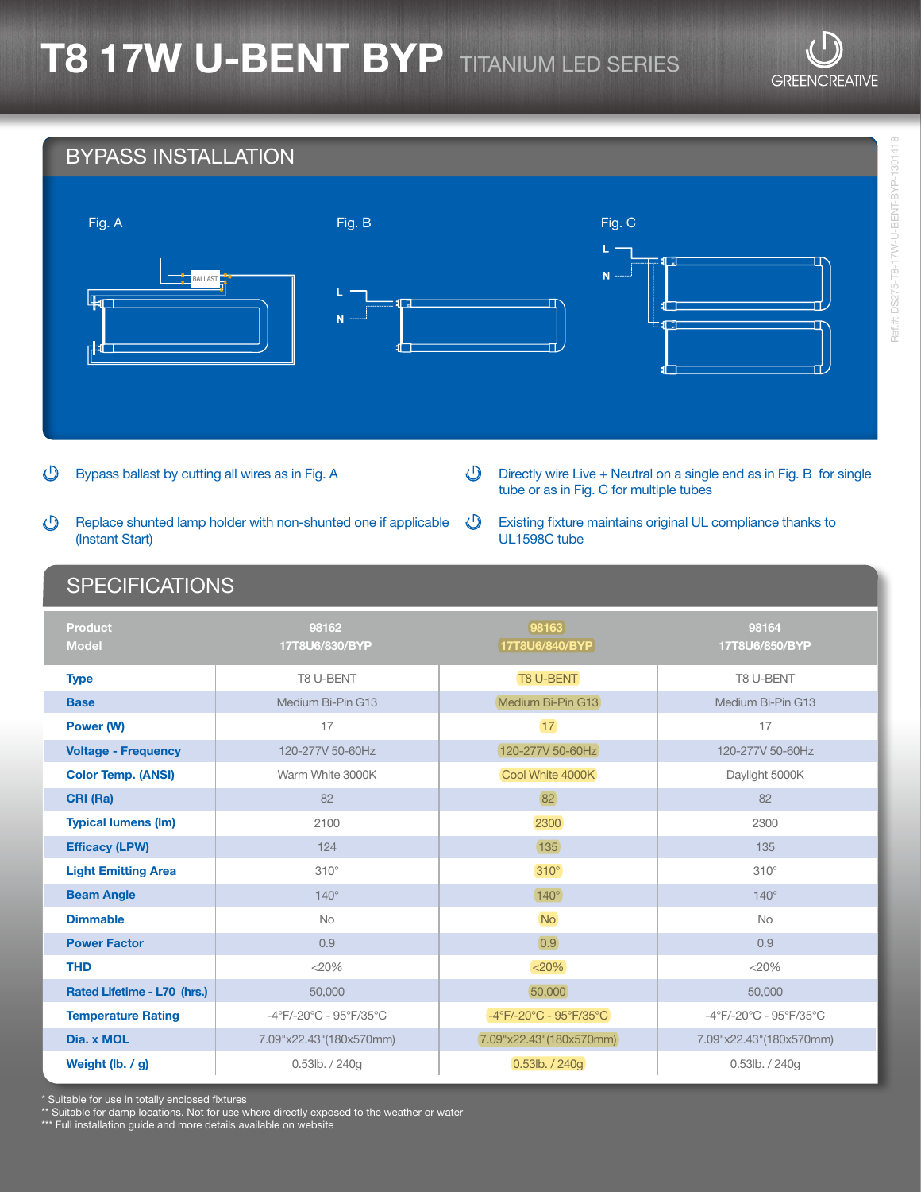# T8 17W U-BENT BYP TITANIUM LED SERIES

GREENCREATIVE

## BYPASS INSTALLATION

Fig. A

BALLAST

Fig. B

L

N

Fig. C

L

N

- Bypass ballast by cutting all wires as in Fig. A
- Replace shunted lamp holder with non-shunted one if applicable (Instant Start)
- Directly wire Live + Neutral on a single end as in Fig. B for single tube or as in Fig. C for multiple tubes
- Existing fixture maintains original UL compliance thanks to UL1598C tube

## SPECIFICATIONS

| Product Model | 98162 17T8U6/830/BYP | 98163 17T8U6/840/BYP | 98164 17T8U6/850/BYP |
|---|---|---|---|
| **Type** | T8 U-BENT | T8 U-BENT | T8 U-BENT |
| **Base** | Medium Bi-Pin G13 | Medium Bi-Pin G13 | Medium Bi-Pin G13 |
| **Power (W)** | 17 | 17 | 17 |
| **Voltage - Frequency** | 120-277V 50-60Hz | 120-277V 50-60Hz | 120-277V 50-60Hz |
| **Color Temp. (ANSI)** | Warm White 3000K | Cool White 4000K | Daylight 5000K |
| **CRI (Ra)** | 82 | 82 | 82 |
| **Typical lumens (lm)** | 2100 | 2300 | 2300 |
| **Efficacy (LPW)** | 124 | 135 | 135 |
| **Light Emitting Area** | 310° | 310° | 310° |
| **Beam Angle** | 140° | 140° | 140° |
| **Dimmable** | No | No | No |
| **Power Factor** | 0.9 | 0.9 | 0.9 |
| **THD** | <20% | <20% | <20% |
| **Rated Lifetime - L70 (hrs.)** | 50,000 | 50,000 | 50,000 |
| **Temperature Rating** | -4°F/-20°C - 95°F/35°C | -4°F/-20°C - 95°F/35°C | -4°F/-20°C - 95°F/35°C |
| **Dia. x MOL** | 7.09"x22.43"(180x570mm) | 7.09"x22.43"(180x570mm) | 7.09"x22.43"(180x570mm) |
| **Weight (lb. / g)** | 0.53lb. / 240g | 0.53lb. / 240g | 0.53lb. / 240g |

\* Suitable for use in totally enclosed fixtures
** Suitable for damp locations. Not for use where directly exposed to the weather or water
*** Full installation guide and more details available on website

Ref.#: DS275-T8-17W-U-BENT-BYP-1301418